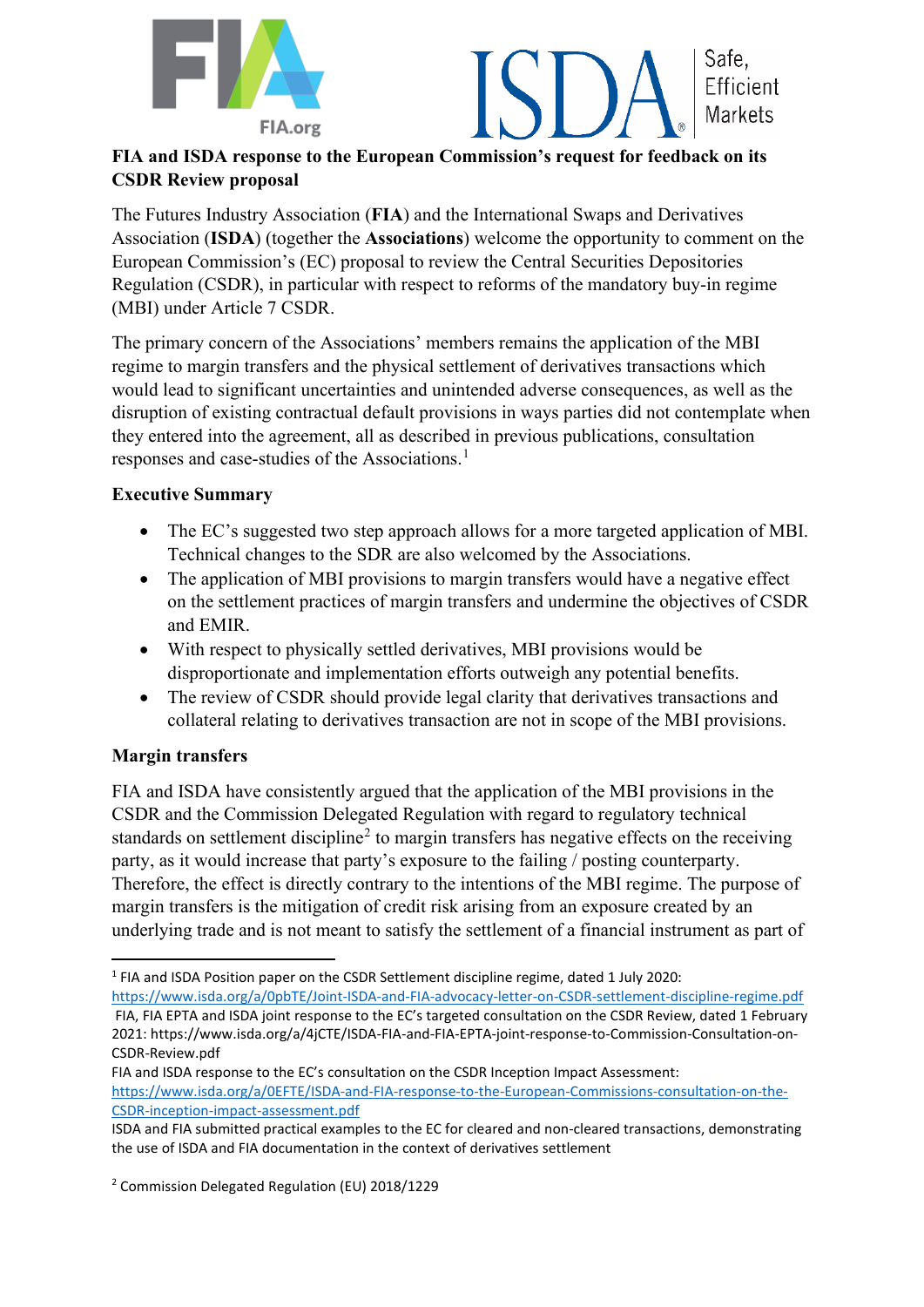**FIA and ISDA response to the European Commission's request for feedback on its CSDR Review proposal**

The Futures Industry Association (**FIA**) and the International Swaps and Derivatives Association (**ISDA**) (together the **Associations**) welcome the opportunity to comment on the European Commission's (EC) proposal to review the Central Securities Depositories Regulation (CSDR), in particular with respect to reforms of the mandatory buy-in regime (MBI) under Article 7 CSDR.

The primary concern of the Associations' members remains the application of the MBI regime to margin transfers and the physical settlement of derivatives transactions which would lead to significant uncertainties and unintended adverse consequences, as well as the disruption of existing contractual default provisions in ways parties did not contemplate when they entered into the agreement, all as described in previous publications, consultation responses and case-studies of the Associations.[1]

**Executive Summary**

- The EC's suggested two step approach allows for a more targeted application of MBI. Technical changes to the SDR are also welcomed by the Associations.
- The application of MBI provisions to margin transfers would have a negative effect on the settlement practices of margin transfers and undermine the objectives of CSDR and EMIR.
- With respect to physically settled derivatives, MBI provisions would be disproportionate and implementation efforts outweigh any potential benefits.
- The review of CSDR should provide legal clarity that derivatives transactions and collateral relating to derivatives transaction are not in scope of the MBI provisions.

**Margin transfers**

FIA and ISDA have consistently argued that the application of the MBI provisions in the CSDR and the Commission Delegated Regulation with regard to regulatory technical standards on settlement discipline[2] to margin transfers has negative effects on the receiving party, as it would increase that party's exposure to the failing / posting counterparty. Therefore, the effect is directly contrary to the intentions of the MBI regime. The purpose of margin transfers is the mitigation of credit risk arising from an exposure created by an underlying trade and is not meant to satisfy the settlement of a financial instrument as part of

---

[1] FIA and ISDA Position paper on the CSDR Settlement discipline regime, dated 1 July 2020: https://www.isda.org/a/0pbTE/Joint-ISDA-and-FIA-advocacy-letter-on-CSDR-settlement-discipline-regime.pdf
FIA, FIA EPTA and ISDA joint response to the EC's targeted consultation on the CSDR Review, dated 1 February 2021: https://www.isda.org/a/4jCTE/ISDA-FIA-and-FIA-EPTA-joint-response-to-Commission-Consultation-on-CSDR-Review.pdf
FIA and ISDA response to the EC's consultation on the CSDR Inception Impact Assessment: https://www.isda.org/a/0EFTE/ISDA-and-FIA-response-to-the-European-Commissions-consultation-on-the-CSDR-inception-impact-assessment.pdf
ISDA and FIA submitted practical examples to the EC for cleared and non-cleared transactions, demonstrating the use of ISDA and FIA documentation in the context of derivatives settlement

[2] Commission Delegated Regulation (EU) 2018/1229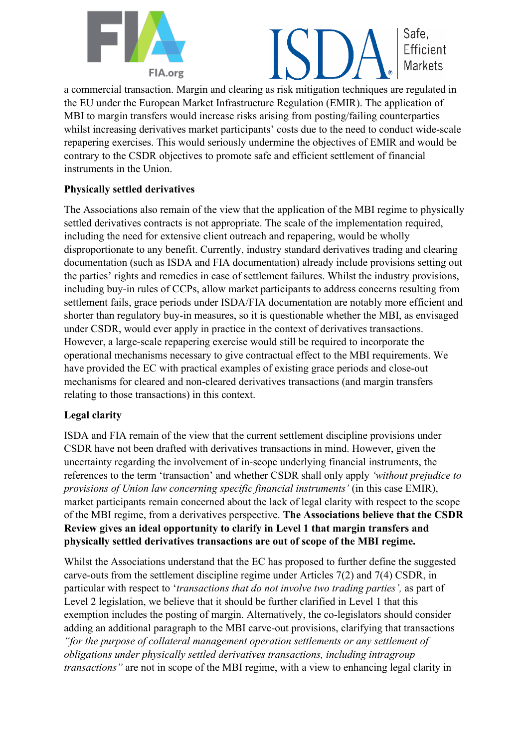a commercial transaction. Margin and clearing as risk mitigation techniques are regulated in the EU under the European Market Infrastructure Regulation (EMIR). The application of MBI to margin transfers would increase risks arising from posting/failing counterparties whilst increasing derivatives market participants' costs due to the need to conduct wide-scale repapering exercises. This would seriously undermine the objectives of EMIR and would be contrary to the CSDR objectives to promote safe and efficient settlement of financial instruments in the Union.

**Physically settled derivatives**

The Associations also remain of the view that the application of the MBI regime to physically settled derivatives contracts is not appropriate. The scale of the implementation required, including the need for extensive client outreach and repapering, would be wholly disproportionate to any benefit. Currently, industry standard derivatives trading and clearing documentation (such as ISDA and FIA documentation) already include provisions setting out the parties' rights and remedies in case of settlement failures. Whilst the industry provisions, including buy-in rules of CCPs, allow market participants to address concerns resulting from settlement fails, grace periods under ISDA/FIA documentation are notably more efficient and shorter than regulatory buy-in measures, so it is questionable whether the MBI, as envisaged under CSDR, would ever apply in practice in the context of derivatives transactions. However, a large-scale repapering exercise would still be required to incorporate the operational mechanisms necessary to give contractual effect to the MBI requirements. We have provided the EC with practical examples of existing grace periods and close-out mechanisms for cleared and non-cleared derivatives transactions (and margin transfers relating to those transactions) in this context.

**Legal clarity**

ISDA and FIA remain of the view that the current settlement discipline provisions under CSDR have not been drafted with derivatives transactions in mind. However, given the uncertainty regarding the involvement of in-scope underlying financial instruments, the references to the term 'transaction' and whether CSDR shall only apply *'without prejudice to provisions of Union law concerning specific financial instruments'* (in this case EMIR), market participants remain concerned about the lack of legal clarity with respect to the scope of the MBI regime, from a derivatives perspective. **The Associations believe that the CSDR Review gives an ideal opportunity to clarify in Level 1 that margin transfers and physically settled derivatives transactions are out of scope of the MBI regime.**

Whilst the Associations understand that the EC has proposed to further define the suggested carve-outs from the settlement discipline regime under Articles 7(2) and 7(4) CSDR, in particular with respect to '*transactions that do not involve two trading parties',* as part of Level 2 legislation, we believe that it should be further clarified in Level 1 that this exemption includes the posting of margin. Alternatively, the co-legislators should consider adding an additional paragraph to the MBI carve-out provisions, clarifying that transactions *"for the purpose of collateral management operation settlements or any settlement of obligations under physically settled derivatives transactions, including intragroup transactions"* are not in scope of the MBI regime, with a view to enhancing legal clarity in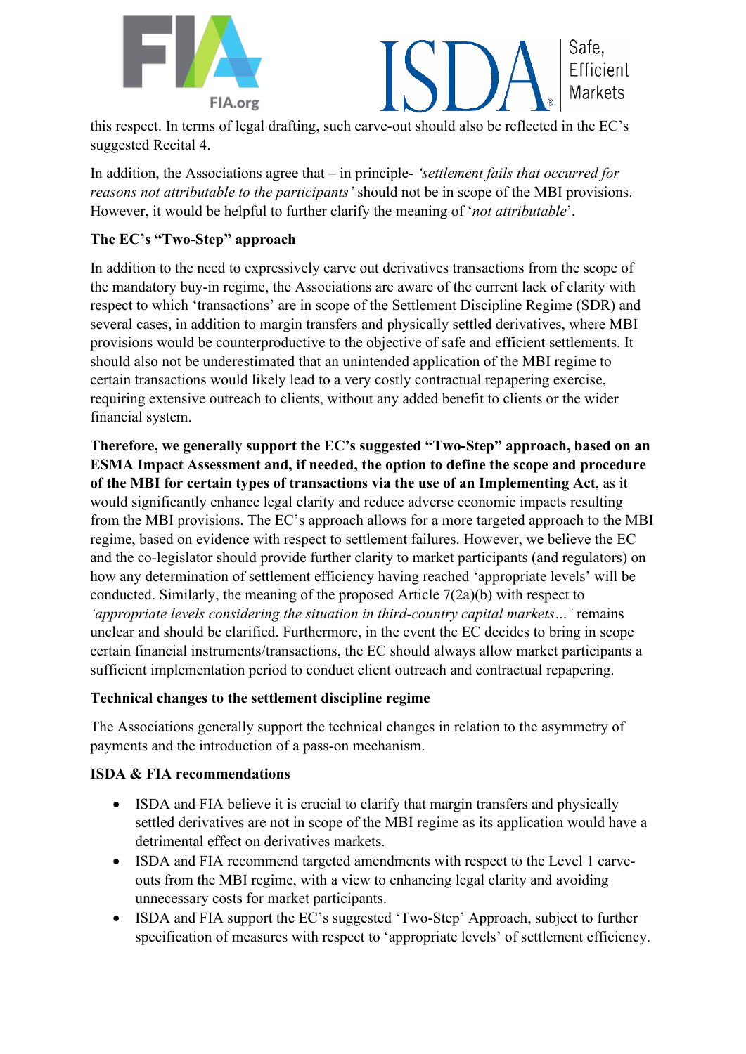this respect. In terms of legal drafting, such carve-out should also be reflected in the EC's suggested Recital 4.

In addition, the Associations agree that – in principle- *'settlement fails that occurred for reasons not attributable to the participants'* should not be in scope of the MBI provisions. However, it would be helpful to further clarify the meaning of '*not attributable*'.

**The EC's "Two-Step" approach**

In addition to the need to expressively carve out derivatives transactions from the scope of the mandatory buy-in regime, the Associations are aware of the current lack of clarity with respect to which 'transactions' are in scope of the Settlement Discipline Regime (SDR) and several cases, in addition to margin transfers and physically settled derivatives, where MBI provisions would be counterproductive to the objective of safe and efficient settlements. It should also not be underestimated that an unintended application of the MBI regime to certain transactions would likely lead to a very costly contractual repapering exercise, requiring extensive outreach to clients, without any added benefit to clients or the wider financial system.

**Therefore, we generally support the EC's suggested "Two-Step" approach, based on an ESMA Impact Assessment and, if needed, the option to define the scope and procedure of the MBI for certain types of transactions via the use of an Implementing Act**, as it would significantly enhance legal clarity and reduce adverse economic impacts resulting from the MBI provisions. The EC's approach allows for a more targeted approach to the MBI regime, based on evidence with respect to settlement failures. However, we believe the EC and the co-legislator should provide further clarity to market participants (and regulators) on how any determination of settlement efficiency having reached 'appropriate levels' will be conducted. Similarly, the meaning of the proposed Article 7(2a)(b) with respect to *'appropriate levels considering the situation in third-country capital markets…'* remains unclear and should be clarified. Furthermore, in the event the EC decides to bring in scope certain financial instruments/transactions, the EC should always allow market participants a sufficient implementation period to conduct client outreach and contractual repapering.

**Technical changes to the settlement discipline regime**

The Associations generally support the technical changes in relation to the asymmetry of payments and the introduction of a pass-on mechanism.

**ISDA & FIA recommendations**

- ISDA and FIA believe it is crucial to clarify that margin transfers and physically settled derivatives are not in scope of the MBI regime as its application would have a detrimental effect on derivatives markets.
- ISDA and FIA recommend targeted amendments with respect to the Level 1 carve-outs from the MBI regime, with a view to enhancing legal clarity and avoiding unnecessary costs for market participants.
- ISDA and FIA support the EC's suggested 'Two-Step' Approach, subject to further specification of measures with respect to 'appropriate levels' of settlement efficiency.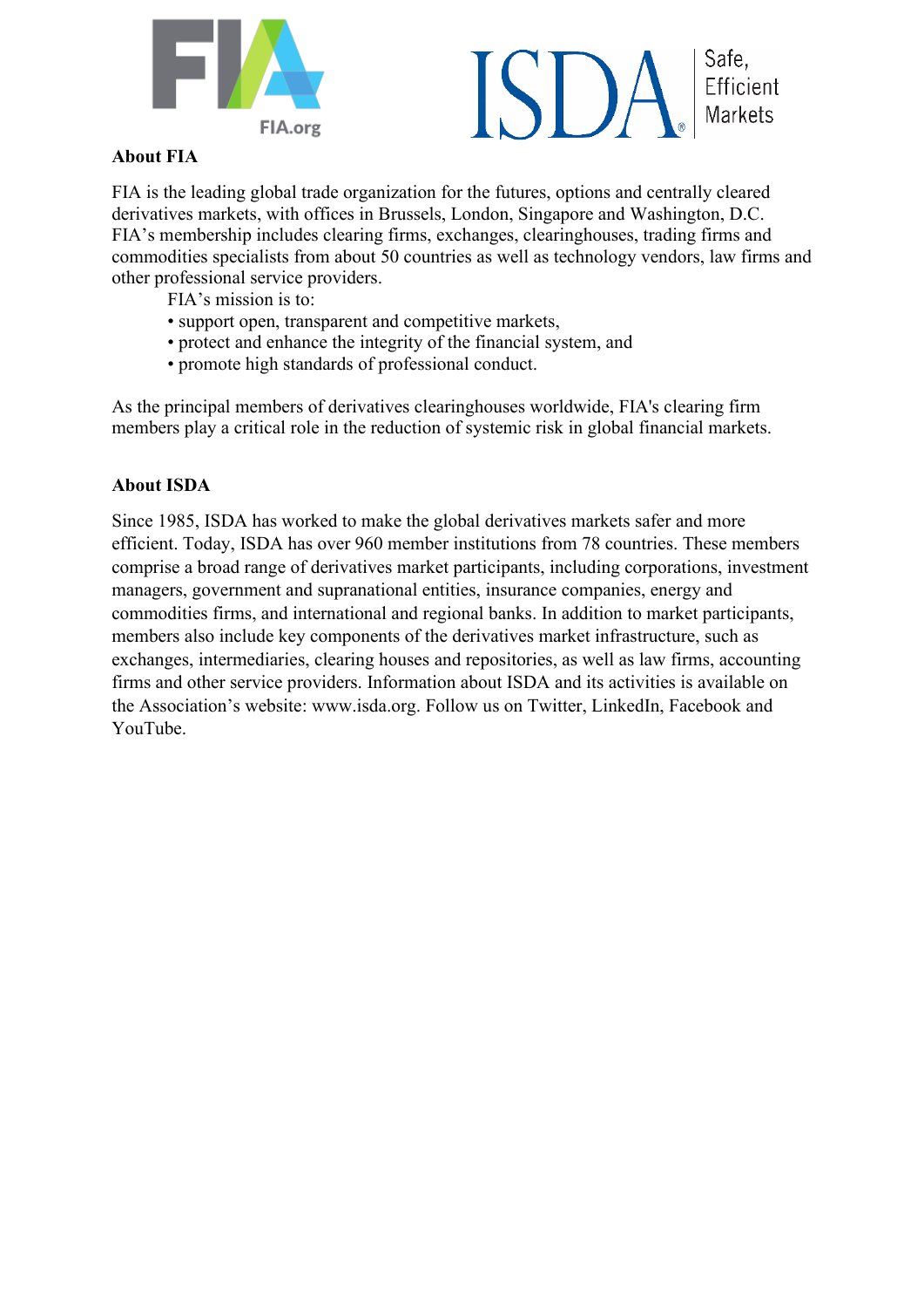## About FIA

FIA is the leading global trade organization for the futures, options and centrally cleared derivatives markets, with offices in Brussels, London, Singapore and Washington, D.C. FIA's membership includes clearing firms, exchanges, clearinghouses, trading firms and commodities specialists from about 50 countries as well as technology vendors, law firms and other professional service providers.

FIA's mission is to:

- support open, transparent and competitive markets,
- protect and enhance the integrity of the financial system, and
- promote high standards of professional conduct.

As the principal members of derivatives clearinghouses worldwide, FIA's clearing firm members play a critical role in the reduction of systemic risk in global financial markets.

## About ISDA

Since 1985, ISDA has worked to make the global derivatives markets safer and more efficient. Today, ISDA has over 960 member institutions from 78 countries. These members comprise a broad range of derivatives market participants, including corporations, investment managers, government and supranational entities, insurance companies, energy and commodities firms, and international and regional banks. In addition to market participants, members also include key components of the derivatives market infrastructure, such as exchanges, intermediaries, clearing houses and repositories, as well as law firms, accounting firms and other service providers. Information about ISDA and its activities is available on the Association's website: www.isda.org. Follow us on Twitter, LinkedIn, Facebook and YouTube.